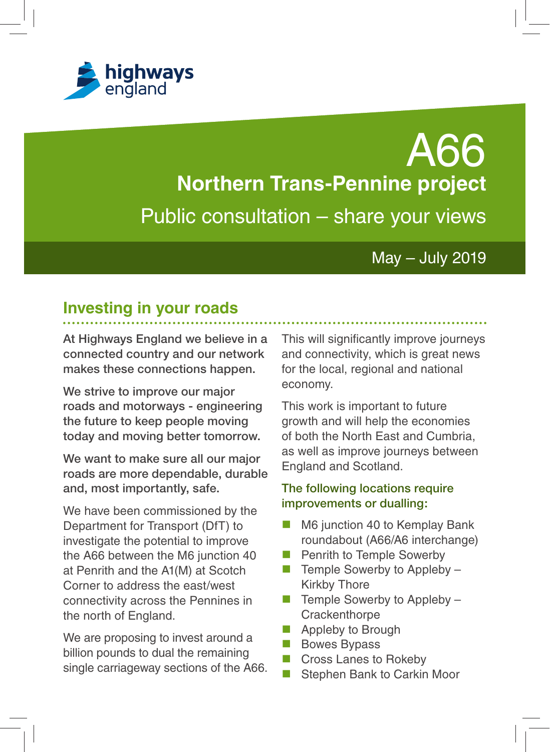highways england

# A66

## Northern Trans-Pennine project

Public consultation – share your views

May – July 2019

## Investing in your roads

**At Highways England we believe in a connected country and our network makes these connections happen.**

**We strive to improve our major roads and motorways - engineering the future to keep people moving today and moving better tomorrow.**

**We want to make sure all our major roads are more dependable, durable and, most importantly, safe.**

We have been commissioned by the Department for Transport (DfT) to investigate the potential to improve the A66 between the M6 junction 40 at Penrith and the A1(M) at Scotch Corner to address the east/west connectivity across the Pennines in the north of England.

We are proposing to invest around a billion pounds to dual the remaining single carriageway sections of the A66.

This will significantly improve journeys and connectivity, which is great news for the local, regional and national economy.

This work is important to future growth and will help the economies of both the North East and Cumbria, as well as improve journeys between England and Scotland.

### The following locations require improvements or dualling:

- M6 junction 40 to Kemplay Bank roundabout (A66/A6 interchange)
- Penrith to Temple Sowerby
- Temple Sowerby to Appleby – Kirkby Thore
- Temple Sowerby to Appleby – Crackenthorpe
- Appleby to Brough
- Bowes Bypass
- Cross Lanes to Rokeby
- Stephen Bank to Carkin Moor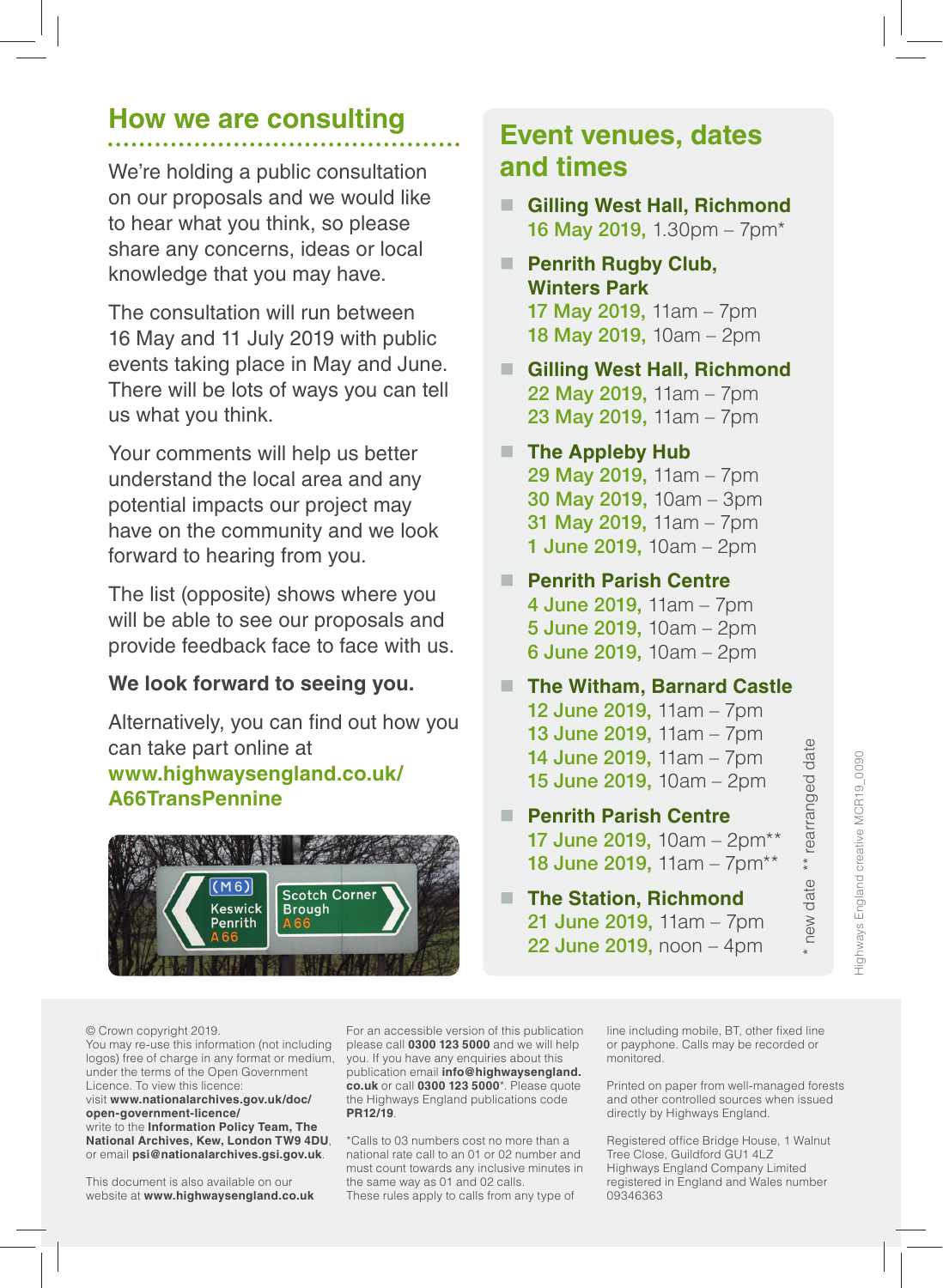## How we are consulting

We're holding a public consultation on our proposals and we would like to hear what you think, so please share any concerns, ideas or local knowledge that you may have.

The consultation will run between 16 May and 11 July 2019 with public events taking place in May and June. There will be lots of ways you can tell us what you think.

Your comments will help us better understand the local area and any potential impacts our project may have on the community and we look forward to hearing from you.

The list (opposite) shows where you will be able to see our proposals and provide feedback face to face with us.

**We look forward to seeing you.**

Alternatively, you can find out how you can take part online at **www.highwaysengland.co.uk/A66TransPennine**

## Event venues, dates and times

- **Gilling West Hall, Richmond**
  16 May 2019, 1.30pm – 7pm*
- **Penrith Rugby Club, Winters Park**
  17 May 2019, 11am – 7pm
  18 May 2019, 10am – 2pm
- **Gilling West Hall, Richmond**
  22 May 2019, 11am – 7pm
  23 May 2019, 11am – 7pm
- **The Appleby Hub**
  29 May 2019, 11am – 7pm
  30 May 2019, 10am – 3pm
  31 May 2019, 11am – 7pm
  1 June 2019, 10am – 2pm
- **Penrith Parish Centre**
  4 June 2019, 11am – 7pm
  5 June 2019, 10am – 2pm
  6 June 2019, 10am – 2pm
- **The Witham, Barnard Castle**
  12 June 2019, 11am – 7pm
  13 June 2019, 11am – 7pm
  14 June 2019, 11am – 7pm
  15 June 2019, 10am – 2pm
- **Penrith Parish Centre**
  17 June 2019, 10am – 2pm**
  18 June 2019, 11am – 7pm**
- **The Station, Richmond**
  21 June 2019, 11am – 7pm
  22 June 2019, noon – 4pm

\* new date ** rearranged date

Highways England creative MCR19_0090

© Crown copyright 2019.
You may re-use this information (not including logos) free of charge in any format or medium, under the terms of the Open Government Licence. To view this licence:
visit **www.nationalarchives.gov.uk/doc/open-government-licence/**
write to the **Information Policy Team, The National Archives, Kew, London TW9 4DU**, or email **psi@nationalarchives.gsi.gov.uk**.

This document is also available on our website at **www.highwaysengland.co.uk**

For an accessible version of this publication please call **0300 123 5000** and we will help you. If you have any enquiries about this publication email **info@highwaysengland.co.uk** or call **0300 123 5000***. Please quote the Highways England publications code **PR12/19**.

*Calls to 03 numbers cost no more than a national rate call to an 01 or 02 number and must count towards any inclusive minutes in the same way as 01 and 02 calls.
These rules apply to calls from any type of line including mobile, BT, other fixed line or payphone. Calls may be recorded or monitored.

Printed on paper from well-managed forests and other controlled sources when issued directly by Highways England.

Registered office Bridge House, 1 Walnut Tree Close, Guildford GU1 4LZ
Highways England Company Limited registered in England and Wales number 09346363